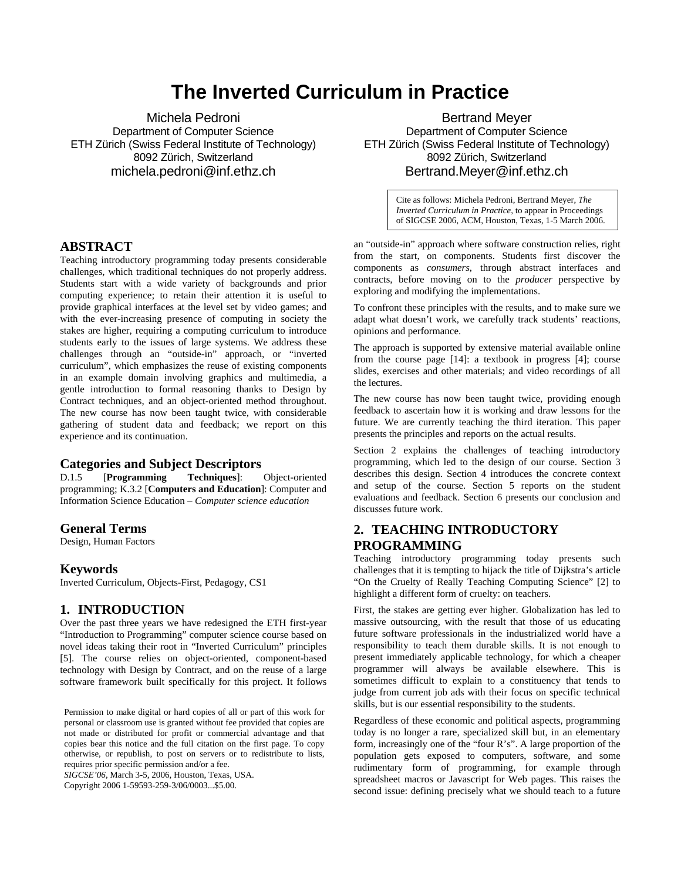# The Inverted Curriculum in Practice

Michela Pedroni
Department of Computer Science
ETH Zürich (Swiss Federal Institute of Technology)
8092 Zürich, Switzerland
michela.pedroni@inf.ethz.ch

Bertrand Meyer
Department of Computer Science
ETH Zürich (Swiss Federal Institute of Technology)
8092 Zürich, Switzerland
Bertrand.Meyer@inf.ethz.ch

Cite as follows: Michela Pedroni, Bertrand Meyer, *The Inverted Curriculum in Practice*, to appear in Proceedings of SIGCSE 2006, ACM, Houston, Texas, 1-5 March 2006.

## ABSTRACT

Teaching introductory programming today presents considerable challenges, which traditional techniques do not properly address. Students start with a wide variety of backgrounds and prior computing experience; to retain their attention it is useful to provide graphical interfaces at the level set by video games; and with the ever-increasing presence of computing in society the stakes are higher, requiring a computing curriculum to introduce students early to the issues of large systems. We address these challenges through an "outside-in" approach, or "inverted curriculum", which emphasizes the reuse of existing components in an example domain involving graphics and multimedia, a gentle introduction to formal reasoning thanks to Design by Contract techniques, and an object-oriented method throughout. The new course has now been taught twice, with considerable gathering of student data and feedback; we report on this experience and its continuation.

### Categories and Subject Descriptors

D.1.5 [**Programming Techniques**]: Object-oriented programming; K.3.2 [**Computers and Education**]: Computer and Information Science Education – *Computer science education*

### General Terms

Design, Human Factors

### Keywords

Inverted Curriculum, Objects-First, Pedagogy, CS1

## 1. INTRODUCTION

Over the past three years we have redesigned the ETH first-year "Introduction to Programming" computer science course based on novel ideas taking their root in "Inverted Curriculum" principles [5]. The course relies on object-oriented, component-based technology with Design by Contract, and on the reuse of a large software framework built specifically for this project. It follows an "outside-in" approach where software construction relies, right from the start, on components. Students first discover the components as *consumers*, through abstract interfaces and contracts, before moving on to the *producer* perspective by exploring and modifying the implementations.

To confront these principles with the results, and to make sure we adapt what doesn't work, we carefully track students' reactions, opinions and performance.

The approach is supported by extensive material available online from the course page [14]: a textbook in progress [4]; course slides, exercises and other materials; and video recordings of all the lectures.

The new course has now been taught twice, providing enough feedback to ascertain how it is working and draw lessons for the future. We are currently teaching the third iteration. This paper presents the principles and reports on the actual results.

Section 2 explains the challenges of teaching introductory programming, which led to the design of our course. Section 3 describes this design. Section 4 introduces the concrete context and setup of the course. Section 5 reports on the student evaluations and feedback. Section 6 presents our conclusion and discusses future work.

Permission to make digital or hard copies of all or part of this work for personal or classroom use is granted without fee provided that copies are not made or distributed for profit or commercial advantage and that copies bear this notice and the full citation on the first page. To copy otherwise, or republish, to post on servers or to redistribute to lists, requires prior specific permission and/or a fee.
*SIGCSE'06*, March 3-5, 2006, Houston, Texas, USA.
Copyright 2006 1-59593-259-3/06/0003...$5.00.

## 2. TEACHING INTRODUCTORY PROGRAMMING

Teaching introductory programming today presents such challenges that it is tempting to hijack the title of Dijkstra's article "On the Cruelty of Really Teaching Computing Science" [2] to highlight a different form of cruelty: on teachers.

First, the stakes are getting ever higher. Globalization has led to massive outsourcing, with the result that those of us educating future software professionals in the industrialized world have a responsibility to teach them durable skills. It is not enough to present immediately applicable technology, for which a cheaper programmer will always be available elsewhere. This is sometimes difficult to explain to a constituency that tends to judge from current job ads with their focus on specific technical skills, but is our essential responsibility to the students.

Regardless of these economic and political aspects, programming today is no longer a rare, specialized skill but, in an elementary form, increasingly one of the "four R's". A large proportion of the population gets exposed to computers, software, and some rudimentary form of programming, for example through spreadsheet macros or Javascript for Web pages. This raises the second issue: defining precisely what we should teach to a future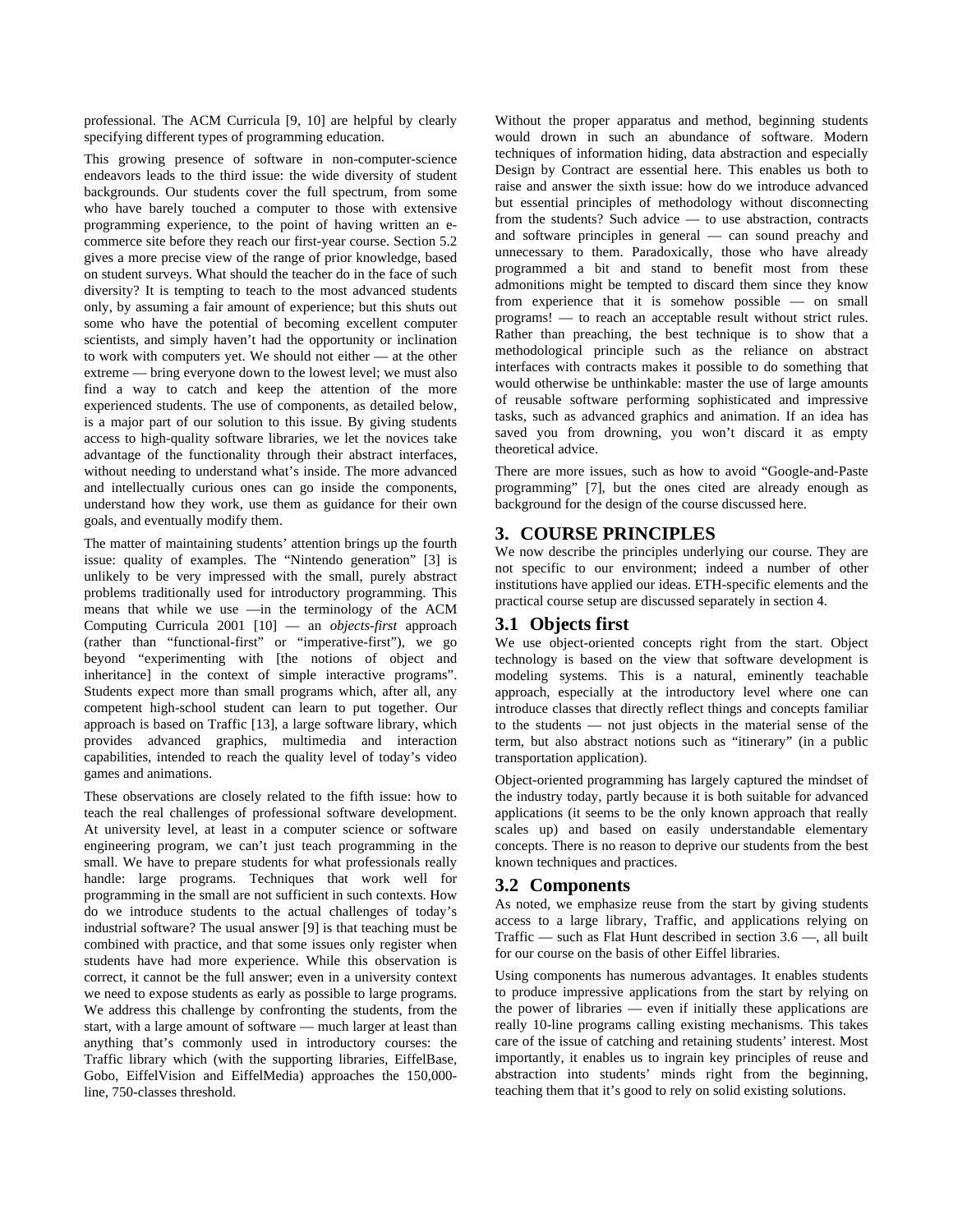professional. The ACM Curricula [9, 10] are helpful by clearly specifying different types of programming education.

This growing presence of software in non-computer-science endeavors leads to the third issue: the wide diversity of student backgrounds. Our students cover the full spectrum, from some who have barely touched a computer to those with extensive programming experience, to the point of having written an e-commerce site before they reach our first-year course. Section 5.2 gives a more precise view of the range of prior knowledge, based on student surveys. What should the teacher do in the face of such diversity? It is tempting to teach to the most advanced students only, by assuming a fair amount of experience; but this shuts out some who have the potential of becoming excellent computer scientists, and simply haven't had the opportunity or inclination to work with computers yet. We should not either — at the other extreme — bring everyone down to the lowest level; we must also find a way to catch and keep the attention of the more experienced students. The use of components, as detailed below, is a major part of our solution to this issue. By giving students access to high-quality software libraries, we let the novices take advantage of the functionality through their abstract interfaces, without needing to understand what's inside. The more advanced and intellectually curious ones can go inside the components, understand how they work, use them as guidance for their own goals, and eventually modify them.

The matter of maintaining students' attention brings up the fourth issue: quality of examples. The "Nintendo generation" [3] is unlikely to be very impressed with the small, purely abstract problems traditionally used for introductory programming. This means that while we use —in the terminology of the ACM Computing Curricula 2001 [10] — an *objects-first* approach (rather than "functional-first" or "imperative-first"), we go beyond "experimenting with [the notions of object and inheritance] in the context of simple interactive programs". Students expect more than small programs which, after all, any competent high-school student can learn to put together. Our approach is based on Traffic [13], a large software library, which provides advanced graphics, multimedia and interaction capabilities, intended to reach the quality level of today's video games and animations.

These observations are closely related to the fifth issue: how to teach the real challenges of professional software development. At university level, at least in a computer science or software engineering program, we can't just teach programming in the small. We have to prepare students for what professionals really handle: large programs. Techniques that work well for programming in the small are not sufficient in such contexts. How do we introduce students to the actual challenges of today's industrial software? The usual answer [9] is that teaching must be combined with practice, and that some issues only register when students have had more experience. While this observation is correct, it cannot be the full answer; even in a university context we need to expose students as early as possible to large programs. We address this challenge by confronting the students, from the start, with a large amount of software — much larger at least than anything that's commonly used in introductory courses: the Traffic library which (with the supporting libraries, EiffelBase, Gobo, EiffelVision and EiffelMedia) approaches the 150,000-line, 750-classes threshold.

Without the proper apparatus and method, beginning students would drown in such an abundance of software. Modern techniques of information hiding, data abstraction and especially Design by Contract are essential here. This enables us both to raise and answer the sixth issue: how do we introduce advanced but essential principles of methodology without disconnecting from the students? Such advice — to use abstraction, contracts and software principles in general — can sound preachy and unnecessary to them. Paradoxically, those who have already programmed a bit and stand to benefit most from these admonitions might be tempted to discard them since they know from experience that it is somehow possible — on small programs! — to reach an acceptable result without strict rules. Rather than preaching, the best technique is to show that a methodological principle such as the reliance on abstract interfaces with contracts makes it possible to do something that would otherwise be unthinkable: master the use of large amounts of reusable software performing sophisticated and impressive tasks, such as advanced graphics and animation. If an idea has saved you from drowning, you won't discard it as empty theoretical advice.

There are more issues, such as how to avoid "Google-and-Paste programming" [7], but the ones cited are already enough as background for the design of the course discussed here.

## 3. COURSE PRINCIPLES

We now describe the principles underlying our course. They are not specific to our environment; indeed a number of other institutions have applied our ideas. ETH-specific elements and the practical course setup are discussed separately in section 4.

### 3.1 Objects first

We use object-oriented concepts right from the start. Object technology is based on the view that software development is modeling systems. This is a natural, eminently teachable approach, especially at the introductory level where one can introduce classes that directly reflect things and concepts familiar to the students — not just objects in the material sense of the term, but also abstract notions such as "itinerary" (in a public transportation application).

Object-oriented programming has largely captured the mindset of the industry today, partly because it is both suitable for advanced applications (it seems to be the only known approach that really scales up) and based on easily understandable elementary concepts. There is no reason to deprive our students from the best known techniques and practices.

### 3.2 Components

As noted, we emphasize reuse from the start by giving students access to a large library, Traffic, and applications relying on Traffic — such as Flat Hunt described in section 3.6 —, all built for our course on the basis of other Eiffel libraries.

Using components has numerous advantages. It enables students to produce impressive applications from the start by relying on the power of libraries — even if initially these applications are really 10-line programs calling existing mechanisms. This takes care of the issue of catching and retaining students' interest. Most importantly, it enables us to ingrain key principles of reuse and abstraction into students' minds right from the beginning, teaching them that it's good to rely on solid existing solutions.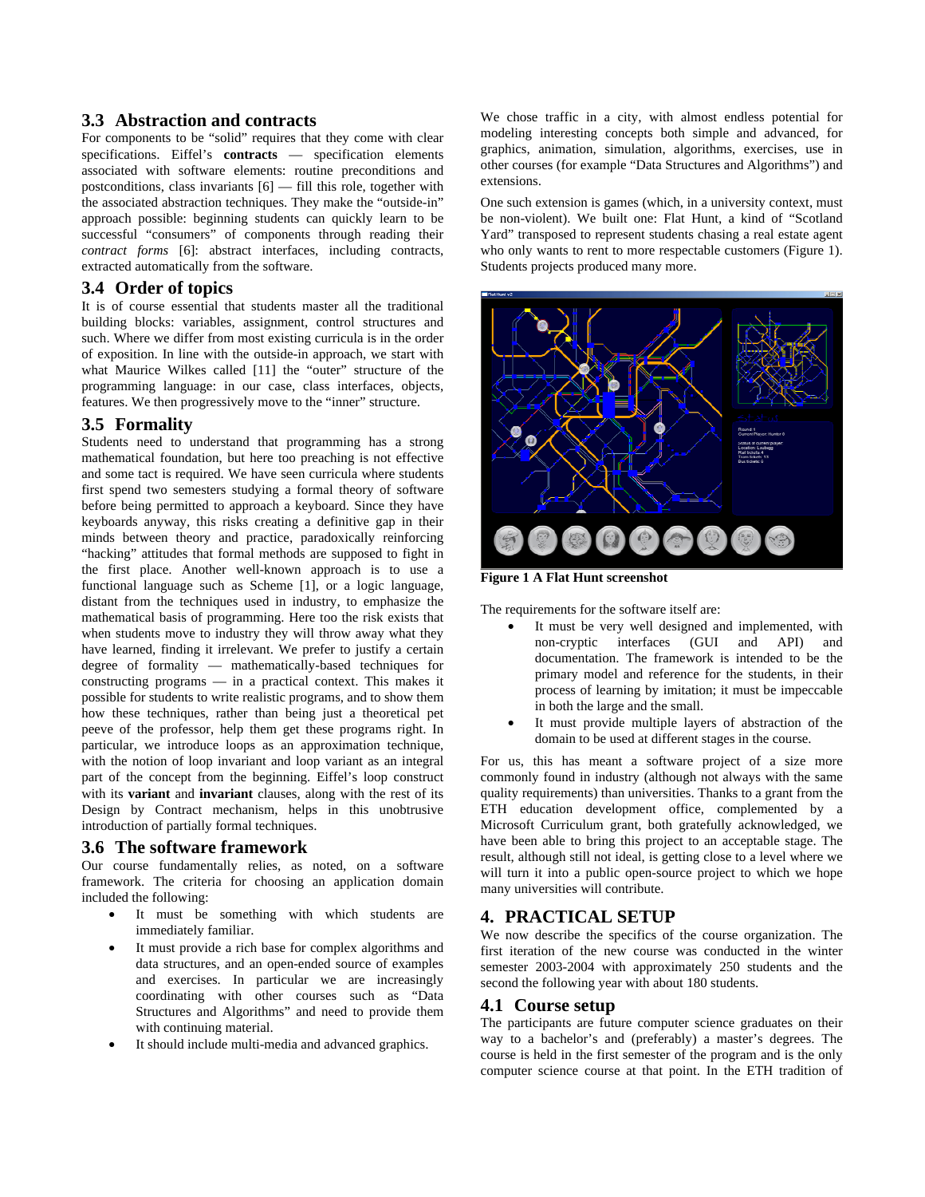### 3.3 Abstraction and contracts

For components to be "solid" requires that they come with clear specifications. Eiffel's **contracts** — specification elements associated with software elements: routine preconditions and postconditions, class invariants [6] — fill this role, together with the associated abstraction techniques. They make the "outside-in" approach possible: beginning students can quickly learn to be successful "consumers" of components through reading their *contract forms* [6]: abstract interfaces, including contracts, extracted automatically from the software.

### 3.4 Order of topics

It is of course essential that students master all the traditional building blocks: variables, assignment, control structures and such. Where we differ from most existing curricula is in the order of exposition. In line with the outside-in approach, we start with what Maurice Wilkes called [11] the "outer" structure of the programming language: in our case, class interfaces, objects, features. We then progressively move to the "inner" structure.

### 3.5 Formality

Students need to understand that programming has a strong mathematical foundation, but here too preaching is not effective and some tact is required. We have seen curricula where students first spend two semesters studying a formal theory of software before being permitted to approach a keyboard. Since they have keyboards anyway, this risks creating a definitive gap in their minds between theory and practice, paradoxically reinforcing "hacking" attitudes that formal methods are supposed to fight in the first place. Another well-known approach is to use a functional language such as Scheme [1], or a logic language, distant from the techniques used in industry, to emphasize the mathematical basis of programming. Here too the risk exists that when students move to industry they will throw away what they have learned, finding it irrelevant. We prefer to justify a certain degree of formality — mathematically-based techniques for constructing programs — in a practical context. This makes it possible for students to write realistic programs, and to show them how these techniques, rather than being just a theoretical pet peeve of the professor, help them get these programs right. In particular, we introduce loops as an approximation technique, with the notion of loop invariant and loop variant as an integral part of the concept from the beginning. Eiffel's loop construct with its **variant** and **invariant** clauses, along with the rest of its Design by Contract mechanism, helps in this unobtrusive introduction of partially formal techniques.

### 3.6 The software framework

Our course fundamentally relies, as noted, on a software framework. The criteria for choosing an application domain included the following:

- It must be something with which students are immediately familiar.
- It must provide a rich base for complex algorithms and data structures, and an open-ended source of examples and exercises. In particular we are increasingly coordinating with other courses such as "Data Structures and Algorithms" and need to provide them with continuing material.
- It should include multi-media and advanced graphics.

We chose traffic in a city, with almost endless potential for modeling interesting concepts both simple and advanced, for graphics, animation, simulation, algorithms, exercises, use in other courses (for example "Data Structures and Algorithms") and extensions.

One such extension is games (which, in a university context, must be non-violent). We built one: Flat Hunt, a kind of "Scotland Yard" transposed to represent students chasing a real estate agent who only wants to rent to more respectable customers (Figure 1). Students projects produced many more.

**Figure 1 A Flat Hunt screenshot**

The requirements for the software itself are:

- It must be very well designed and implemented, with non-cryptic interfaces (GUI and API) and documentation. The framework is intended to be the primary model and reference for the students, in their process of learning by imitation; it must be impeccable in both the large and the small.
- It must provide multiple layers of abstraction of the domain to be used at different stages in the course.

For us, this has meant a software project of a size more commonly found in industry (although not always with the same quality requirements) than universities. Thanks to a grant from the ETH education development office, complemented by a Microsoft Curriculum grant, both gratefully acknowledged, we have been able to bring this project to an acceptable stage. The result, although still not ideal, is getting close to a level where we will turn it into a public open-source project to which we hope many universities will contribute.

## 4. PRACTICAL SETUP

We now describe the specifics of the course organization. The first iteration of the new course was conducted in the winter semester 2003-2004 with approximately 250 students and the second the following year with about 180 students.

### 4.1 Course setup

The participants are future computer science graduates on their way to a bachelor's and (preferably) a master's degrees. The course is held in the first semester of the program and is the only computer science course at that point. In the ETH tradition of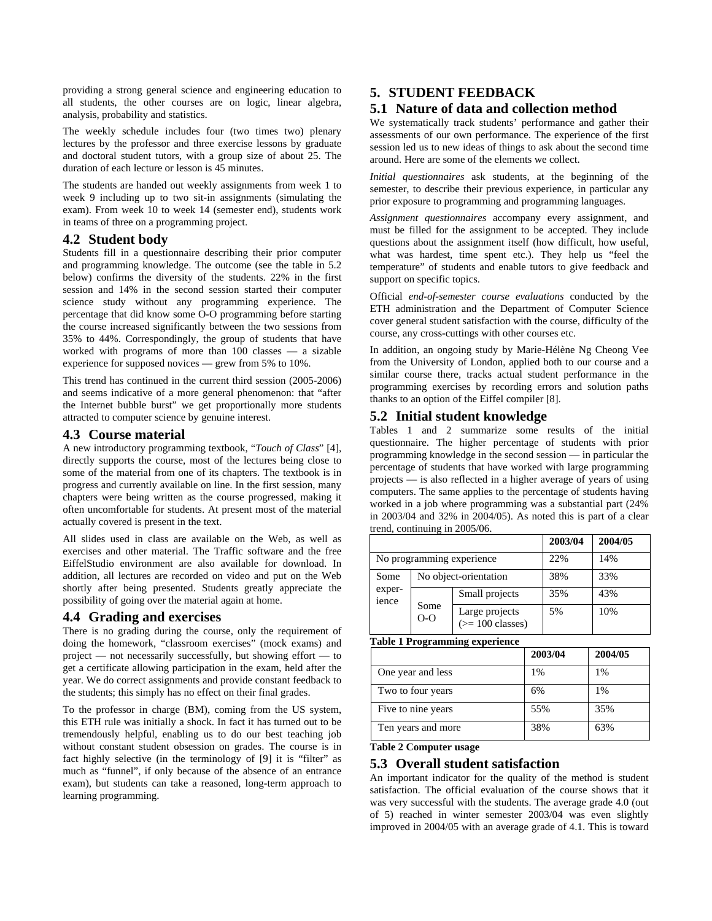providing a strong general science and engineering education to all students, the other courses are on logic, linear algebra, analysis, probability and statistics.

The weekly schedule includes four (two times two) plenary lectures by the professor and three exercise lessons by graduate and doctoral student tutors, with a group size of about 25. The duration of each lecture or lesson is 45 minutes.

The students are handed out weekly assignments from week 1 to week 9 including up to two sit-in assignments (simulating the exam). From week 10 to week 14 (semester end), students work in teams of three on a programming project.

### 4.2 Student body

Students fill in a questionnaire describing their prior computer and programming knowledge. The outcome (see the table in 5.2 below) confirms the diversity of the students. 22% in the first session and 14% in the second session started their computer science study without any programming experience. The percentage that did know some O-O programming before starting the course increased significantly between the two sessions from 35% to 44%. Correspondingly, the group of students that have worked with programs of more than 100 classes — a sizable experience for supposed novices — grew from 5% to 10%.

This trend has continued in the current third session (2005-2006) and seems indicative of a more general phenomenon: that "after the Internet bubble burst" we get proportionally more students attracted to computer science by genuine interest.

### 4.3 Course material

A new introductory programming textbook, "*Touch of Class*" [4], directly supports the course, most of the lectures being close to some of the material from one of its chapters. The textbook is in progress and currently available on line. In the first session, many chapters were being written as the course progressed, making it often uncomfortable for students. At present most of the material actually covered is present in the text.

All slides used in class are available on the Web, as well as exercises and other material. The Traffic software and the free EiffelStudio environment are also available for download. In addition, all lectures are recorded on video and put on the Web shortly after being presented. Students greatly appreciate the possibility of going over the material again at home.

### 4.4 Grading and exercises

There is no grading during the course, only the requirement of doing the homework, "classroom exercises" (mock exams) and project — not necessarily successfully, but showing effort — to get a certificate allowing participation in the exam, held after the year. We do correct assignments and provide constant feedback to the students; this simply has no effect on their final grades.

To the professor in charge (BM), coming from the US system, this ETH rule was initially a shock. In fact it has turned out to be tremendously helpful, enabling us to do our best teaching job without constant student obsession on grades. The course is in fact highly selective (in the terminology of [9] it is "filter" as much as "funnel", if only because of the absence of an entrance exam), but students can take a reasoned, long-term approach to learning programming.

## 5. STUDENT FEEDBACK

### 5.1 Nature of data and collection method

We systematically track students' performance and gather their assessments of our own performance. The experience of the first session led us to new ideas of things to ask about the second time around. Here are some of the elements we collect.

*Initial questionnaires* ask students, at the beginning of the semester, to describe their previous experience, in particular any prior exposure to programming and programming languages.

*Assignment questionnaires* accompany every assignment, and must be filled for the assignment to be accepted. They include questions about the assignment itself (how difficult, how useful, what was hardest, time spent etc.). They help us "feel the temperature" of students and enable tutors to give feedback and support on specific topics.

Official *end-of-semester course evaluations* conducted by the ETH administration and the Department of Computer Science cover general student satisfaction with the course, difficulty of the course, any cross-cuttings with other courses etc.

In addition, an ongoing study by Marie-Hélène Ng Cheong Vee from the University of London, applied both to our course and a similar course there, tracks actual student performance in the programming exercises by recording errors and solution paths thanks to an option of the Eiffel compiler [8].

### 5.2 Initial student knowledge

Tables 1 and 2 summarize some results of the initial questionnaire. The higher percentage of students with prior programming knowledge in the second session — in particular the percentage of students that have worked with large programming projects — is also reflected in a higher average of years of using computers. The same applies to the percentage of students having worked in a job where programming was a substantial part (24% in 2003/04 and 32% in 2004/05). As noted this is part of a clear trend, continuing in 2005/06.

| | | | 2003/04 | 2004/05 |
|---|---|---|---|---|
| No programming experience | | | 22% | 14% |
| Some experience | No object-orientation | | 38% | 33% |
| | Some O-O | Small projects | 35% | 43% |
| | | Large projects (>= 100 classes) | 5% | 10% |

**Table 1 Programming experience**

| | 2003/04 | 2004/05 |
|---|---|---|
| One year and less | 1% | 1% |
| Two to four years | 6% | 1% |
| Five to nine years | 55% | 35% |
| Ten years and more | 38% | 63% |

**Table 2 Computer usage**

### 5.3 Overall student satisfaction

An important indicator for the quality of the method is student satisfaction. The official evaluation of the course shows that it was very successful with the students. The average grade 4.0 (out of 5) reached in winter semester 2003/04 was even slightly improved in 2004/05 with an average grade of 4.1. This is toward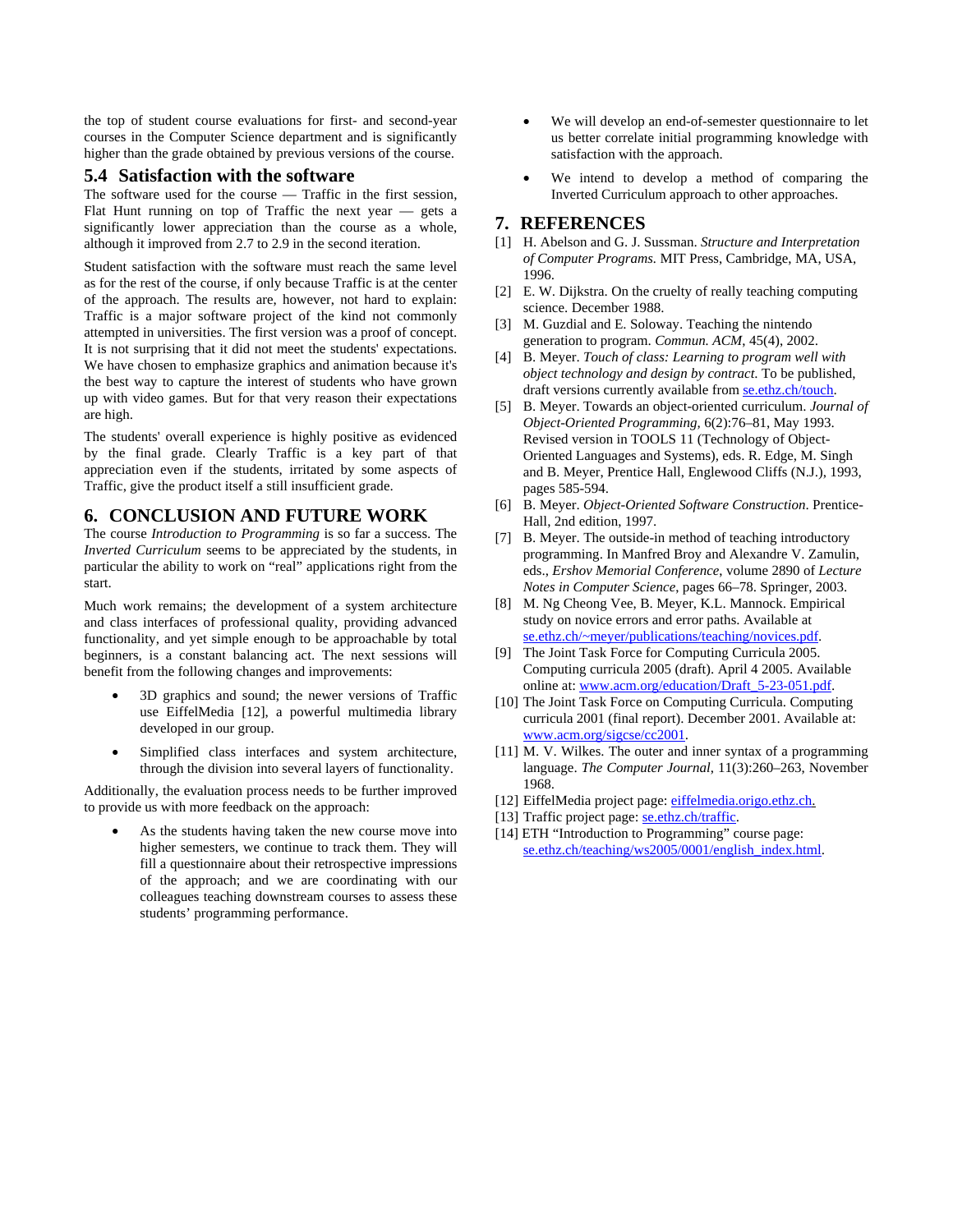the top of student course evaluations for first- and second-year courses in the Computer Science department and is significantly higher than the grade obtained by previous versions of the course.

## 5.4 Satisfaction with the software

The software used for the course — Traffic in the first session, Flat Hunt running on top of Traffic the next year — gets a significantly lower appreciation than the course as a whole, although it improved from 2.7 to 2.9 in the second iteration.

Student satisfaction with the software must reach the same level as for the rest of the course, if only because Traffic is at the center of the approach. The results are, however, not hard to explain: Traffic is a major software project of the kind not commonly attempted in universities. The first version was a proof of concept. It is not surprising that it did not meet the students' expectations. We have chosen to emphasize graphics and animation because it's the best way to capture the interest of students who have grown up with video games. But for that very reason their expectations are high.

The students' overall experience is highly positive as evidenced by the final grade. Clearly Traffic is a key part of that appreciation even if the students, irritated by some aspects of Traffic, give the product itself a still insufficient grade.

# 6. CONCLUSION AND FUTURE WORK

The course *Introduction to Programming* is so far a success. The *Inverted Curriculum* seems to be appreciated by the students, in particular the ability to work on "real" applications right from the start.

Much work remains; the development of a system architecture and class interfaces of professional quality, providing advanced functionality, and yet simple enough to be approachable by total beginners, is a constant balancing act. The next sessions will benefit from the following changes and improvements:

- 3D graphics and sound; the newer versions of Traffic use EiffelMedia [12], a powerful multimedia library developed in our group.
- Simplified class interfaces and system architecture, through the division into several layers of functionality.

Additionally, the evaluation process needs to be further improved to provide us with more feedback on the approach:

- As the students having taken the new course move into higher semesters, we continue to track them. They will fill a questionnaire about their retrospective impressions of the approach; and we are coordinating with our colleagues teaching downstream courses to assess these students' programming performance.
- We will develop an end-of-semester questionnaire to let us better correlate initial programming knowledge with satisfaction with the approach.
- We intend to develop a method of comparing the Inverted Curriculum approach to other approaches.

# 7. REFERENCES

[1] H. Abelson and G. J. Sussman. *Structure and Interpretation of Computer Programs.* MIT Press, Cambridge, MA, USA, 1996.

[2] E. W. Dijkstra. On the cruelty of really teaching computing science. December 1988.

[3] M. Guzdial and E. Soloway. Teaching the nintendo generation to program. *Commun. ACM*, 45(4), 2002.

[4] B. Meyer. *Touch of class: Learning to program well with object technology and design by contract.* To be published, draft versions currently available from se.ethz.ch/touch.

[5] B. Meyer. Towards an object-oriented curriculum. *Journal of Object-Oriented Programming*, 6(2):76–81, May 1993. Revised version in TOOLS 11 (Technology of Object-Oriented Languages and Systems), eds. R. Edge, M. Singh and B. Meyer, Prentice Hall, Englewood Cliffs (N.J.), 1993, pages 585-594.

[6] B. Meyer. *Object-Oriented Software Construction*. Prentice-Hall, 2nd edition, 1997.

[7] B. Meyer. The outside-in method of teaching introductory programming. In Manfred Broy and Alexandre V. Zamulin, eds., *Ershov Memorial Conference*, volume 2890 of *Lecture Notes in Computer Science*, pages 66–78. Springer, 2003.

[8] M. Ng Cheong Vee, B. Meyer, K.L. Mannock. Empirical study on novice errors and error paths. Available at se.ethz.ch/~meyer/publications/teaching/novices.pdf.

[9] The Joint Task Force for Computing Curricula 2005. Computing curricula 2005 (draft). April 4 2005. Available online at: www.acm.org/education/Draft_5-23-051.pdf.

[10] The Joint Task Force on Computing Curricula. Computing curricula 2001 (final report). December 2001. Available at: www.acm.org/sigcse/cc2001.

[11] M. V. Wilkes. The outer and inner syntax of a programming language. *The Computer Journal*, 11(3):260–263, November 1968.

[12] EiffelMedia project page: eiffelmedia.origo.ethz.ch.

[13] Traffic project page: se.ethz.ch/traffic.

[14] ETH "Introduction to Programming" course page: se.ethz.ch/teaching/ws2005/0001/english_index.html.